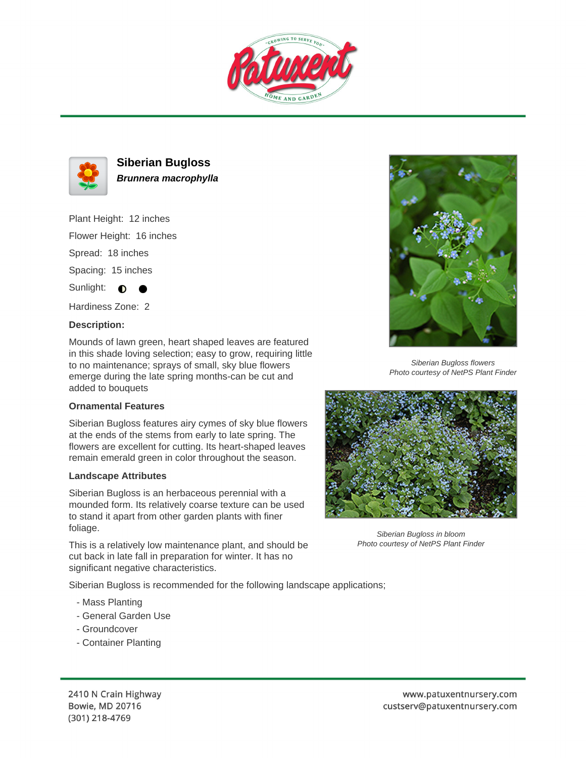# Siberian Bugloss

***Brunnera macrophylla***

Plant Height: 12 inches

Flower Height: 16 inches

Spread: 18 inches

Spacing: 15 inches

Sunlight: ◐ ●

Hardiness Zone: 2

### Description:

Mounds of lawn green, heart shaped leaves are featured in this shade loving selection; easy to grow, requiring little to no maintenance; sprays of small, sky blue flowers emerge during the late spring months-can be cut and added to bouquets

### Ornamental Features

Siberian Bugloss features airy cymes of sky blue flowers at the ends of the stems from early to late spring. The flowers are excellent for cutting. Its heart-shaped leaves remain emerald green in color throughout the season.

### Landscape Attributes

Siberian Bugloss is an herbaceous perennial with a mounded form. Its relatively coarse texture can be used to stand it apart from other garden plants with finer foliage.

This is a relatively low maintenance plant, and should be cut back in late fall in preparation for winter. It has no significant negative characteristics.

Siberian Bugloss is recommended for the following landscape applications;

- Mass Planting
- General Garden Use
- Groundcover
- Container Planting

*Siberian Bugloss flowers*
*Photo courtesy of NetPS Plant Finder*

*Siberian Bugloss in bloom*
*Photo courtesy of NetPS Plant Finder*

2410 N Crain Highway
Bowie, MD 20716
(301) 218-4769

www.patuxentnursery.com
custserv@patuxentnursery.com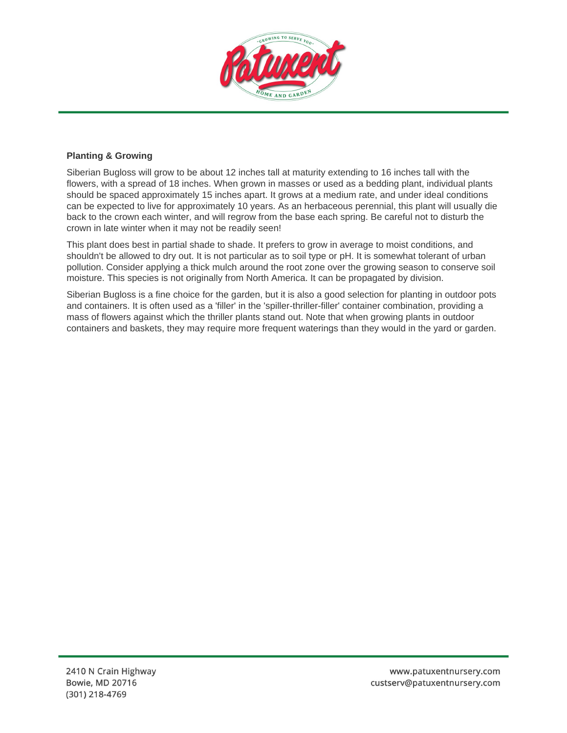## Planting & Growing

Siberian Bugloss will grow to be about 12 inches tall at maturity extending to 16 inches tall with the flowers, with a spread of 18 inches. When grown in masses or used as a bedding plant, individual plants should be spaced approximately 15 inches apart. It grows at a medium rate, and under ideal conditions can be expected to live for approximately 10 years. As an herbaceous perennial, this plant will usually die back to the crown each winter, and will regrow from the base each spring. Be careful not to disturb the crown in late winter when it may not be readily seen!

This plant does best in partial shade to shade. It prefers to grow in average to moist conditions, and shouldn't be allowed to dry out. It is not particular as to soil type or pH. It is somewhat tolerant of urban pollution. Consider applying a thick mulch around the root zone over the growing season to conserve soil moisture. This species is not originally from North America. It can be propagated by division.

Siberian Bugloss is a fine choice for the garden, but it is also a good selection for planting in outdoor pots and containers. It is often used as a 'filler' in the 'spiller-thriller-filler' container combination, providing a mass of flowers against which the thriller plants stand out. Note that when growing plants in outdoor containers and baskets, they may require more frequent waterings than they would in the yard or garden.

2410 N Crain Highway
Bowie, MD 20716
(301) 218-4769

www.patuxentnursery.com
custserv@patuxentnursery.com